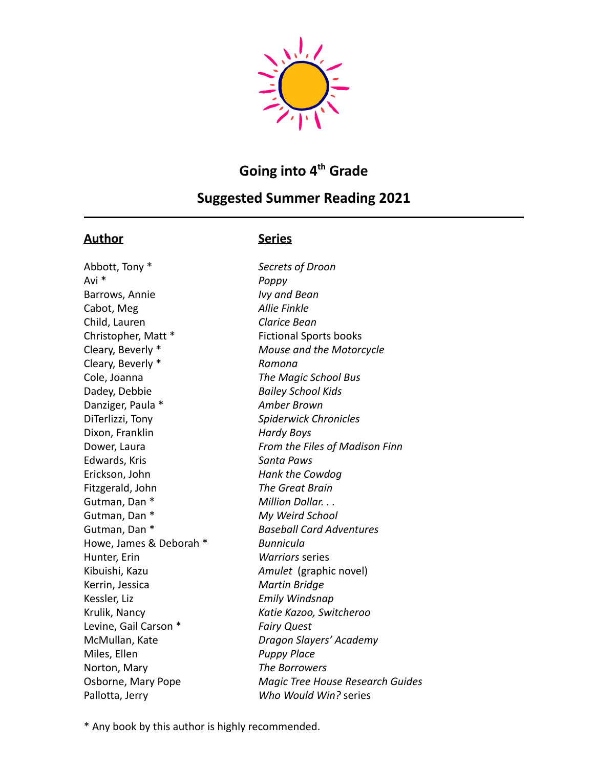## Going into 4th Grade

## Suggested Summer Reading 2021

| Author | Series |
|---|---|
| Abbott, Tony * | *Secrets of Droon* |
| Avi * | *Poppy* |
| Barrows, Annie | *Ivy and Bean* |
| Cabot, Meg | *Allie Finkle* |
| Child, Lauren | *Clarice Bean* |
| Christopher, Matt * | Fictional Sports books |
| Cleary, Beverly * | *Mouse and the Motorcycle* |
| Cleary, Beverly * | *Ramona* |
| Cole, Joanna | *The Magic School Bus* |
| Dadey, Debbie | *Bailey School Kids* |
| Danziger, Paula * | *Amber Brown* |
| DiTerlizzi, Tony | *Spiderwick Chronicles* |
| Dixon, Franklin | *Hardy Boys* |
| Dower, Laura | *From the Files of Madison Finn* |
| Edwards, Kris | *Santa Paws* |
| Erickson, John | *Hank the Cowdog* |
| Fitzgerald, John | *The Great Brain* |
| Gutman, Dan * | *Million Dollar. . .* |
| Gutman, Dan * | *My Weird School* |
| Gutman, Dan * | *Baseball Card Adventures* |
| Howe, James & Deborah * | *Bunnicula* |
| Hunter, Erin | *Warriors* series |
| Kibuishi, Kazu | *Amulet* (graphic novel) |
| Kerrin, Jessica | *Martin Bridge* |
| Kessler, Liz | *Emily Windsnap* |
| Krulik, Nancy | *Katie Kazoo, Switcheroo* |
| Levine, Gail Carson * | *Fairy Quest* |
| McMullan, Kate | *Dragon Slayers' Academy* |
| Miles, Ellen | *Puppy Place* |
| Norton, Mary | *The Borrowers* |
| Osborne, Mary Pope | *Magic Tree House Research Guides* |
| Pallotta, Jerry | *Who Would Win?* series |

* Any book by this author is highly recommended.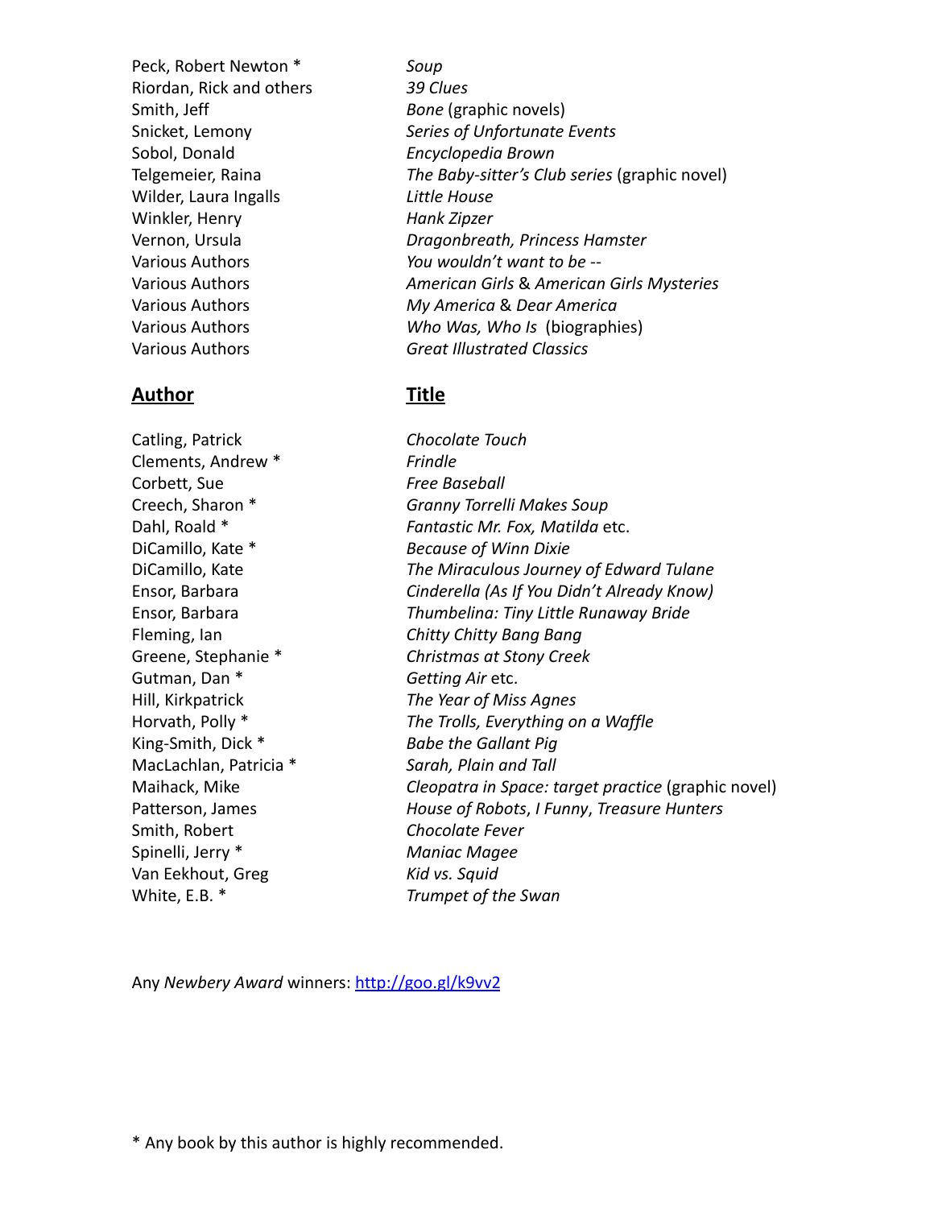| | |
|---|---|
| Peck, Robert Newton * | *Soup* |
| Riordan, Rick and others | *39 Clues* |
| Smith, Jeff | *Bone* (graphic novels) |
| Snicket, Lemony | *Series of Unfortunate Events* |
| Sobol, Donald | *Encyclopedia Brown* |
| Telgemeier, Raina | *The Baby-sitter's Club series* (graphic novel) |
| Wilder, Laura Ingalls | *Little House* |
| Winkler, Henry | *Hank Zipzer* |
| Vernon, Ursula | *Dragonbreath, Princess Hamster* |
| Various Authors | *You wouldn't want to be --* |
| Various Authors | *American Girls* & *American Girls Mysteries* |
| Various Authors | *My America* & *Dear America* |
| Various Authors | *Who Was, Who Is* (biographies) |
| Various Authors | *Great Illustrated Classics* |

| **Author** | **Title** |
|---|---|
| Catling, Patrick | *Chocolate Touch* |
| Clements, Andrew * | *Frindle* |
| Corbett, Sue | *Free Baseball* |
| Creech, Sharon * | *Granny Torrelli Makes Soup* |
| Dahl, Roald * | *Fantastic Mr. Fox, Matilda* etc. |
| DiCamillo, Kate * | *Because of Winn Dixie* |
| DiCamillo, Kate | *The Miraculous Journey of Edward Tulane* |
| Ensor, Barbara | *Cinderella (As If You Didn't Already Know)* |
| Ensor, Barbara | *Thumbelina: Tiny Little Runaway Bride* |
| Fleming, Ian | *Chitty Chitty Bang Bang* |
| Greene, Stephanie * | *Christmas at Stony Creek* |
| Gutman, Dan * | *Getting Air* etc. |
| Hill, Kirkpatrick | *The Year of Miss Agnes* |
| Horvath, Polly * | *The Trolls, Everything on a Waffle* |
| King-Smith, Dick * | *Babe the Gallant Pig* |
| MacLachlan, Patricia * | *Sarah, Plain and Tall* |
| Maihack, Mike | *Cleopatra in Space: target practice* (graphic novel) |
| Patterson, James | *House of Robots*, *I Funny*, *Treasure Hunters* |
| Smith, Robert | *Chocolate Fever* |
| Spinelli, Jerry * | *Maniac Magee* |
| Van Eekhout, Greg | *Kid vs. Squid* |
| White, E.B. * | *Trumpet of the Swan* |

Any *Newbery Award* winners: [http://goo.gl/k9vv2](http://goo.gl/k9vv2)

* Any book by this author is highly recommended.